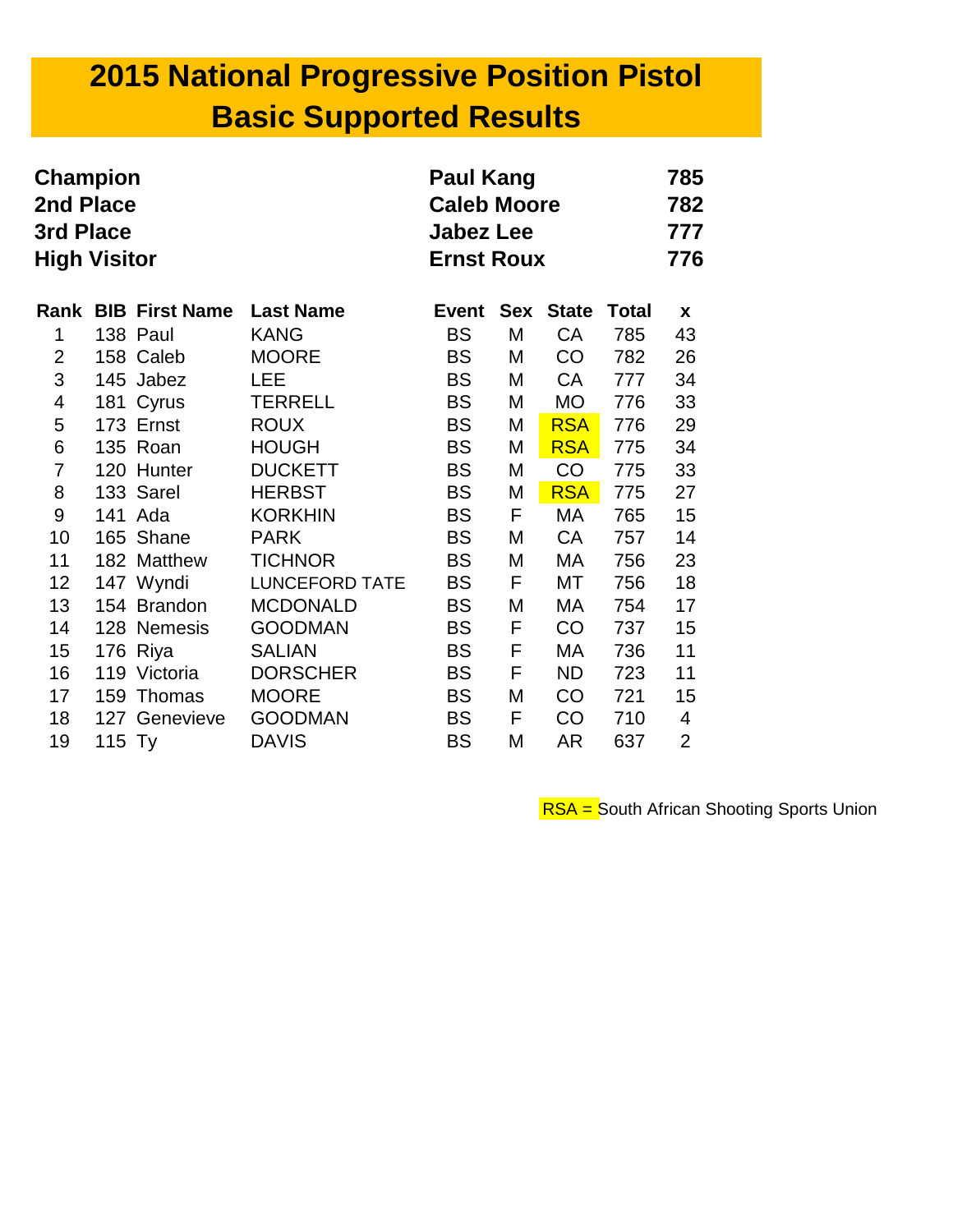# 2015 National Progressive Position Pistol
# Basic Supported Results

| | | |
|---|---|---|
| **Champion** | **Paul Kang** | **785** |
| **2nd Place** | **Caleb Moore** | **782** |
| **3rd Place** | **Jabez Lee** | **777** |
| **High Visitor** | **Ernst Roux** | **776** |

| Rank | BIB | First Name | Last Name | Event | Sex | State | Total | x |
|---|---|---|---|---|---|---|---|---|
| 1 | 138 | Paul | KANG | BS | M | CA | 785 | 43 |
| 2 | 158 | Caleb | MOORE | BS | M | CO | 782 | 26 |
| 3 | 145 | Jabez | LEE | BS | M | CA | 777 | 34 |
| 4 | 181 | Cyrus | TERRELL | BS | M | MO | 776 | 33 |
| 5 | 173 | Ernst | ROUX | BS | M | RSA | 776 | 29 |
| 6 | 135 | Roan | HOUGH | BS | M | RSA | 775 | 34 |
| 7 | 120 | Hunter | DUCKETT | BS | M | CO | 775 | 33 |
| 8 | 133 | Sarel | HERBST | BS | M | RSA | 775 | 27 |
| 9 | 141 | Ada | KORKHIN | BS | F | MA | 765 | 15 |
| 10 | 165 | Shane | PARK | BS | M | CA | 757 | 14 |
| 11 | 182 | Matthew | TICHNOR | BS | M | MA | 756 | 23 |
| 12 | 147 | Wyndi | LUNCEFORD TATE | BS | F | MT | 756 | 18 |
| 13 | 154 | Brandon | MCDONALD | BS | M | MA | 754 | 17 |
| 14 | 128 | Nemesis | GOODMAN | BS | F | CO | 737 | 15 |
| 15 | 176 | Riya | SALIAN | BS | F | MA | 736 | 11 |
| 16 | 119 | Victoria | DORSCHER | BS | F | ND | 723 | 11 |
| 17 | 159 | Thomas | MOORE | BS | M | CO | 721 | 15 |
| 18 | 127 | Genevieve | GOODMAN | BS | F | CO | 710 | 4 |
| 19 | 115 | Ty | DAVIS | BS | M | AR | 637 | 2 |

RSA = South African Shooting Sports Union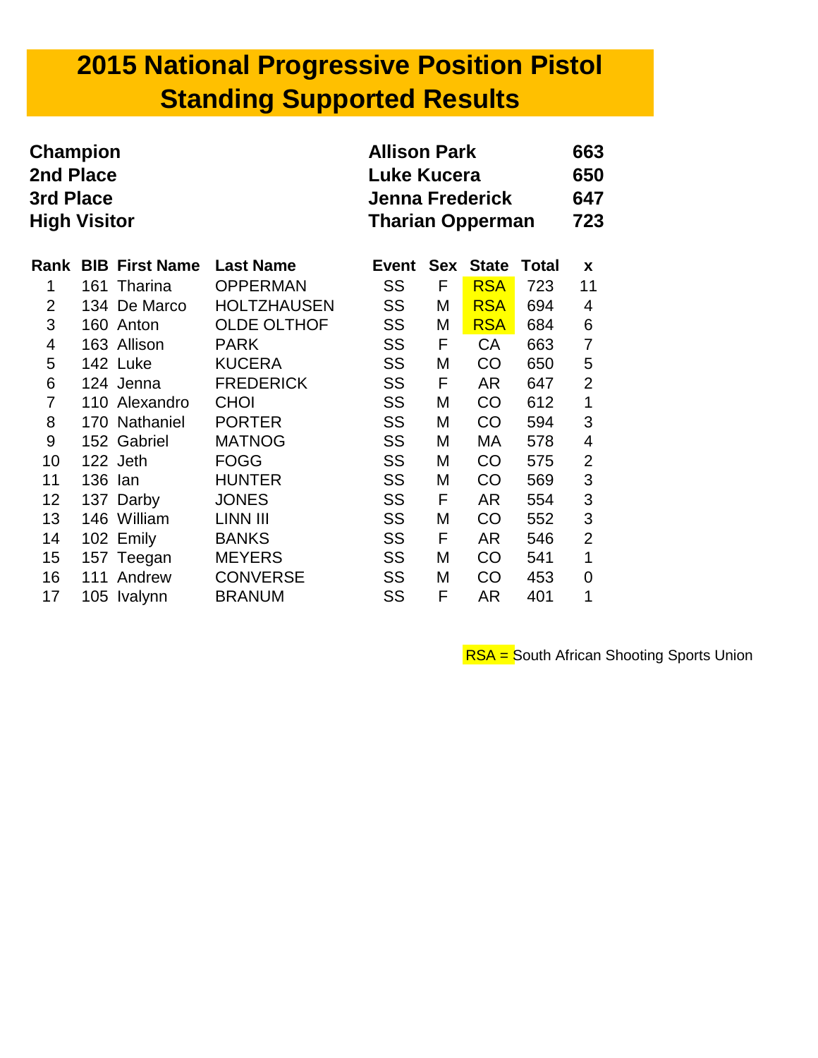# 2015 National Progressive Position Pistol Standing Supported Results

| | | |
|---|---|---|
| **Champion** | **Allison Park** | **663** |
| **2nd Place** | **Luke Kucera** | **650** |
| **3rd Place** | **Jenna Frederick** | **647** |
| **High Visitor** | **Tharian Opperman** | **723** |

| Rank | BIB | First Name | Last Name | Event | Sex | State | Total | x |
|---|---|---|---|---|---|---|---|---|
| 1 | 161 | Tharina | OPPERMAN | SS | F | RSA | 723 | 11 |
| 2 | 134 | De Marco | HOLTZHAUSEN | SS | M | RSA | 694 | 4 |
| 3 | 160 | Anton | OLDE OLTHOF | SS | M | RSA | 684 | 6 |
| 4 | 163 | Allison | PARK | SS | F | CA | 663 | 7 |
| 5 | 142 | Luke | KUCERA | SS | M | CO | 650 | 5 |
| 6 | 124 | Jenna | FREDERICK | SS | F | AR | 647 | 2 |
| 7 | 110 | Alexandro | CHOI | SS | M | CO | 612 | 1 |
| 8 | 170 | Nathaniel | PORTER | SS | M | CO | 594 | 3 |
| 9 | 152 | Gabriel | MATNOG | SS | M | MA | 578 | 4 |
| 10 | 122 | Jeth | FOGG | SS | M | CO | 575 | 2 |
| 11 | 136 | Ian | HUNTER | SS | M | CO | 569 | 3 |
| 12 | 137 | Darby | JONES | SS | F | AR | 554 | 3 |
| 13 | 146 | William | LINN III | SS | M | CO | 552 | 3 |
| 14 | 102 | Emily | BANKS | SS | F | AR | 546 | 2 |
| 15 | 157 | Teegan | MEYERS | SS | M | CO | 541 | 1 |
| 16 | 111 | Andrew | CONVERSE | SS | M | CO | 453 | 0 |
| 17 | 105 | Ivalynn | BRANUM | SS | F | AR | 401 | 1 |

RSA = South African Shooting Sports Union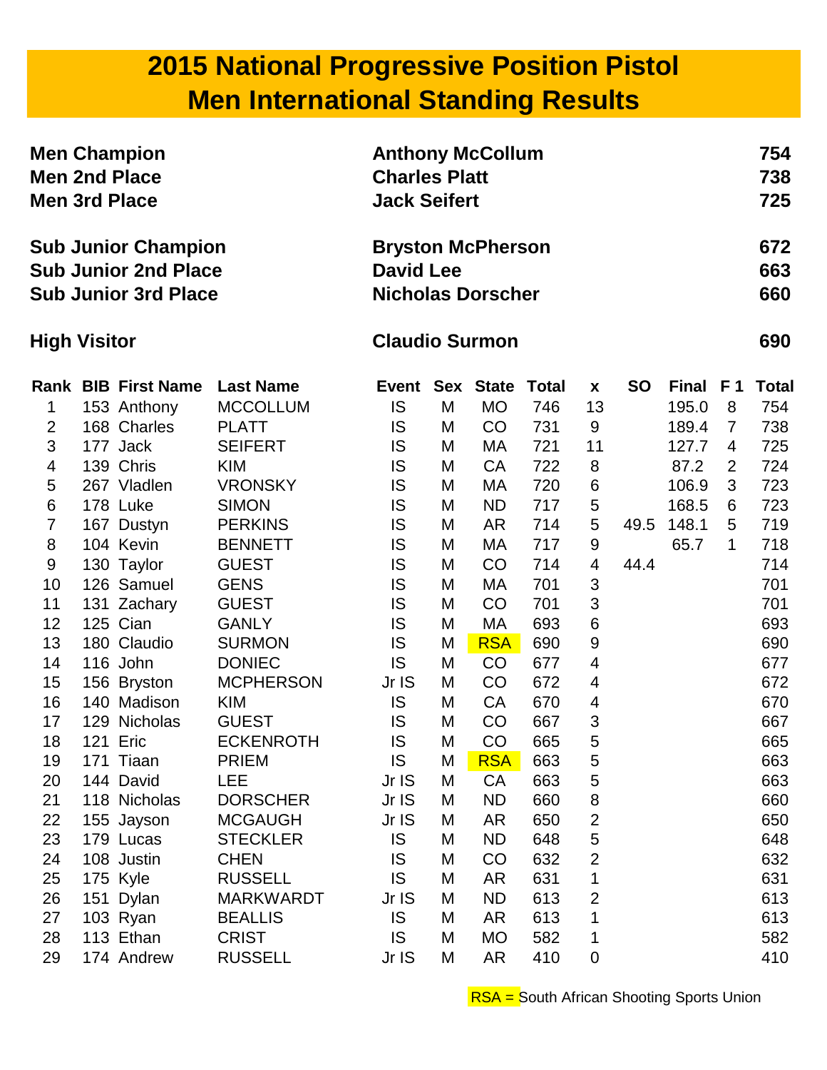# 2015 National Progressive Position Pistol
# Men International Standing Results

| | | |
|---|---|---|
| **Men Champion** | **Anthony McCollum** | **754** |
| **Men 2nd Place** | **Charles Platt** | **738** |
| **Men 3rd Place** | **Jack Seifert** | **725** |
| | | |
| **Sub Junior Champion** | **Bryston McPherson** | **672** |
| **Sub Junior 2nd Place** | **David Lee** | **663** |
| **Sub Junior 3rd Place** | **Nicholas Dorscher** | **660** |
| | | |
| **High Visitor** | **Claudio Surmon** | **690** |

| Rank | BIB | First Name | Last Name | Event | Sex | State | Total | x | SO | Final | F 1 | Total |
|---|---|---|---|---|---|---|---|---|---|---|---|---|
| 1 | 153 | Anthony | MCCOLLUM | IS | M | MO | 746 | 13 | | 195.0 | 8 | 754 |
| 2 | 168 | Charles | PLATT | IS | M | CO | 731 | 9 | | 189.4 | 7 | 738 |
| 3 | 177 | Jack | SEIFERT | IS | M | MA | 721 | 11 | | 127.7 | 4 | 725 |
| 4 | 139 | Chris | KIM | IS | M | CA | 722 | 8 | | 87.2 | 2 | 724 |
| 5 | 267 | Vladlen | VRONSKY | IS | M | MA | 720 | 6 | | 106.9 | 3 | 723 |
| 6 | 178 | Luke | SIMON | IS | M | ND | 717 | 5 | | 168.5 | 6 | 723 |
| 7 | 167 | Dustyn | PERKINS | IS | M | AR | 714 | 5 | 49.5 | 148.1 | 5 | 719 |
| 8 | 104 | Kevin | BENNETT | IS | M | MA | 717 | 9 | | 65.7 | 1 | 718 |
| 9 | 130 | Taylor | GUEST | IS | M | CO | 714 | 4 | 44.4 | | | 714 |
| 10 | 126 | Samuel | GENS | IS | M | MA | 701 | 3 | | | | 701 |
| 11 | 131 | Zachary | GUEST | IS | M | CO | 701 | 3 | | | | 701 |
| 12 | 125 | Cian | GANLY | IS | M | MA | 693 | 6 | | | | 693 |
| 13 | 180 | Claudio | SURMON | IS | M | RSA | 690 | 9 | | | | 690 |
| 14 | 116 | John | DONIEC | IS | M | CO | 677 | 4 | | | | 677 |
| 15 | 156 | Bryston | MCPHERSON | Jr IS | M | CO | 672 | 4 | | | | 672 |
| 16 | 140 | Madison | KIM | IS | M | CA | 670 | 4 | | | | 670 |
| 17 | 129 | Nicholas | GUEST | IS | M | CO | 667 | 3 | | | | 667 |
| 18 | 121 | Eric | ECKENROTH | IS | M | CO | 665 | 5 | | | | 665 |
| 19 | 171 | Tiaan | PRIEM | IS | M | RSA | 663 | 5 | | | | 663 |
| 20 | 144 | David | LEE | Jr IS | M | CA | 663 | 5 | | | | 663 |
| 21 | 118 | Nicholas | DORSCHER | Jr IS | M | ND | 660 | 8 | | | | 660 |
| 22 | 155 | Jayson | MCGAUGH | Jr IS | M | AR | 650 | 2 | | | | 650 |
| 23 | 179 | Lucas | STECKLER | IS | M | ND | 648 | 5 | | | | 648 |
| 24 | 108 | Justin | CHEN | IS | M | CO | 632 | 2 | | | | 632 |
| 25 | 175 | Kyle | RUSSELL | IS | M | AR | 631 | 1 | | | | 631 |
| 26 | 151 | Dylan | MARKWARDT | Jr IS | M | ND | 613 | 2 | | | | 613 |
| 27 | 103 | Ryan | BEALLIS | IS | M | AR | 613 | 1 | | | | 613 |
| 28 | 113 | Ethan | CRIST | IS | M | MO | 582 | 1 | | | | 582 |
| 29 | 174 | Andrew | RUSSELL | Jr IS | M | AR | 410 | 0 | | | | 410 |

RSA = South African Shooting Sports Union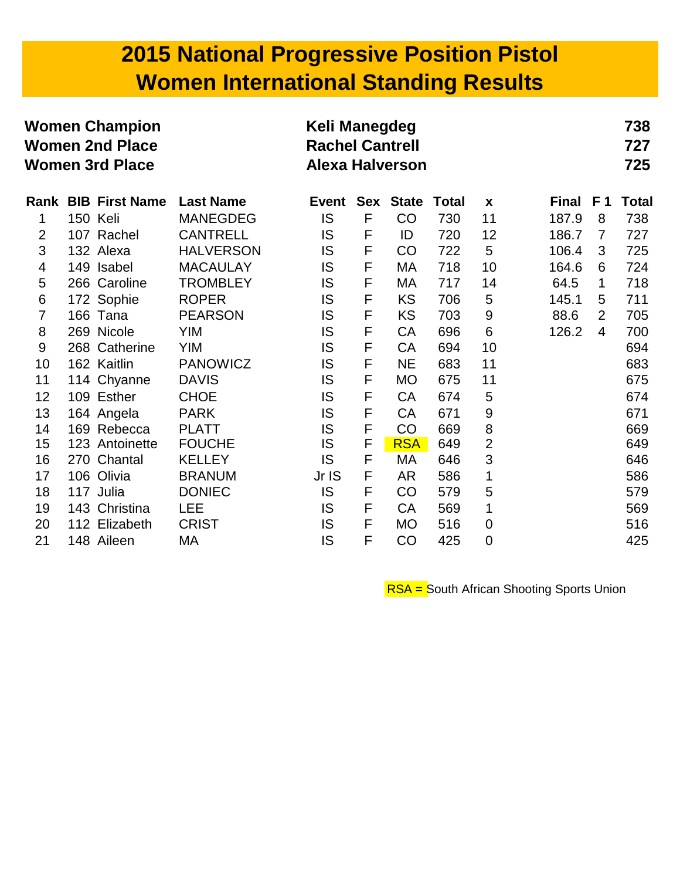# 2015 National Progressive Position Pistol
# Women International Standing Results

| | | |
|---|---|---|
| **Women Champion** | **Keli Manegdeg** | **738** |
| **Women 2nd Place** | **Rachel Cantrell** | **727** |
| **Women 3rd Place** | **Alexa Halverson** | **725** |

| Rank | BIB | First Name | Last Name | Event | Sex | State | Total | x | Final | F 1 | Total |
|---|---|---|---|---|---|---|---|---|---|---|---|
| 1 | 150 | Keli | MANEGDEG | IS | F | CO | 730 | 11 | 187.9 | 8 | 738 |
| 2 | 107 | Rachel | CANTRELL | IS | F | ID | 720 | 12 | 186.7 | 7 | 727 |
| 3 | 132 | Alexa | HALVERSON | IS | F | CO | 722 | 5 | 106.4 | 3 | 725 |
| 4 | 149 | Isabel | MACAULAY | IS | F | MA | 718 | 10 | 164.6 | 6 | 724 |
| 5 | 266 | Caroline | TROMBLEY | IS | F | MA | 717 | 14 | 64.5 | 1 | 718 |
| 6 | 172 | Sophie | ROPER | IS | F | KS | 706 | 5 | 145.1 | 5 | 711 |
| 7 | 166 | Tana | PEARSON | IS | F | KS | 703 | 9 | 88.6 | 2 | 705 |
| 8 | 269 | Nicole | YIM | IS | F | CA | 696 | 6 | 126.2 | 4 | 700 |
| 9 | 268 | Catherine | YIM | IS | F | CA | 694 | 10 | | | 694 |
| 10 | 162 | Kaitlin | PANOWICZ | IS | F | NE | 683 | 11 | | | 683 |
| 11 | 114 | Chyanne | DAVIS | IS | F | MO | 675 | 11 | | | 675 |
| 12 | 109 | Esther | CHOE | IS | F | CA | 674 | 5 | | | 674 |
| 13 | 164 | Angela | PARK | IS | F | CA | 671 | 9 | | | 671 |
| 14 | 169 | Rebecca | PLATT | IS | F | CO | 669 | 8 | | | 669 |
| 15 | 123 | Antoinette | FOUCHE | IS | F | RSA | 649 | 2 | | | 649 |
| 16 | 270 | Chantal | KELLEY | IS | F | MA | 646 | 3 | | | 646 |
| 17 | 106 | Olivia | BRANUM | Jr IS | F | AR | 586 | 1 | | | 586 |
| 18 | 117 | Julia | DONIEC | IS | F | CO | 579 | 5 | | | 579 |
| 19 | 143 | Christina | LEE | IS | F | CA | 569 | 1 | | | 569 |
| 20 | 112 | Elizabeth | CRIST | IS | F | MO | 516 | 0 | | | 516 |
| 21 | 148 | Aileen | MA | IS | F | CO | 425 | 0 | | | 425 |

RSA = South African Shooting Sports Union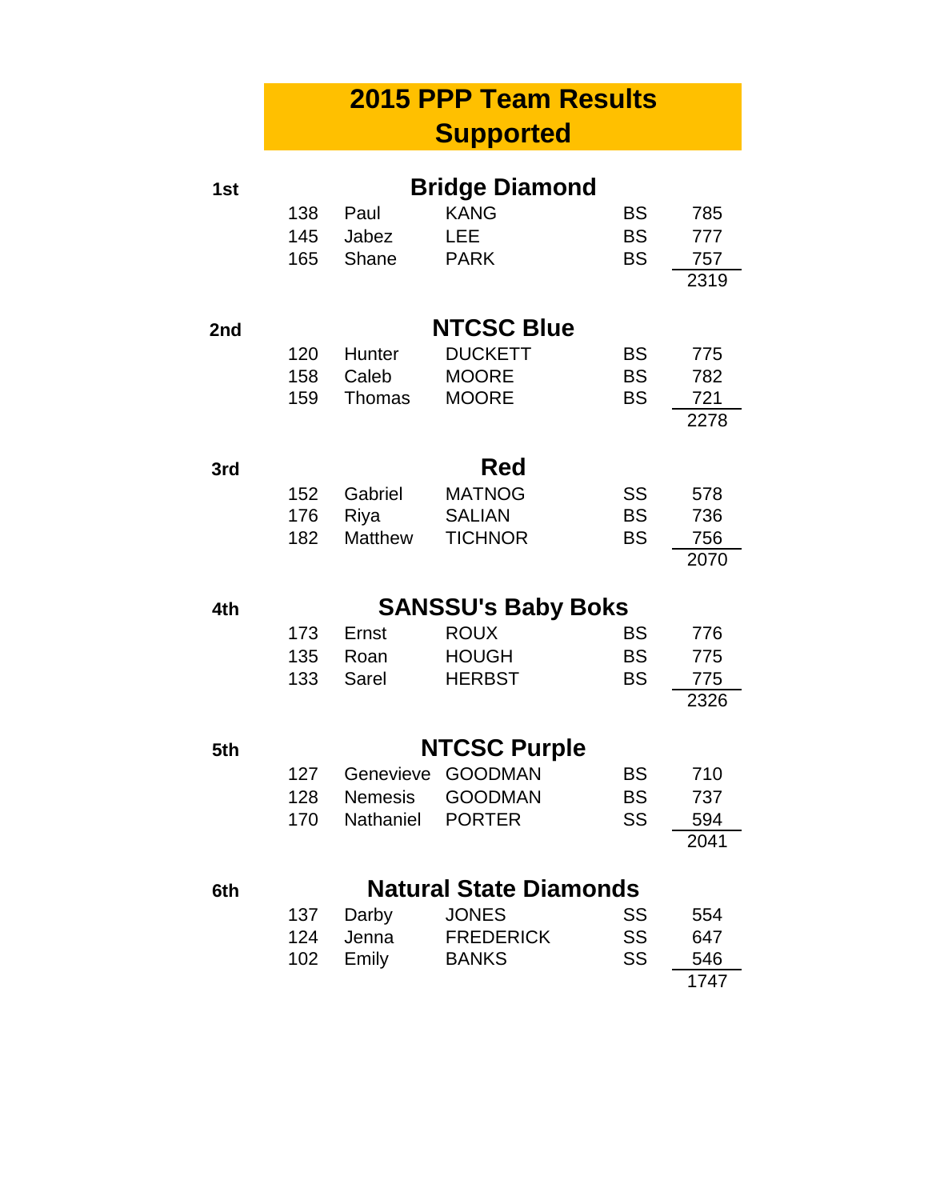# 2015 PPP Team Results Supported

**1st** — **Bridge Diamond**

| | | | | |
|---|---|---|---|---|
| 138 | Paul | KANG | BS | 785 |
| 145 | Jabez | LEE | BS | 777 |
| 165 | Shane | PARK | BS | 757 |
| | | | | 2319 |

**2nd** — **NTCSC Blue**

| | | | | |
|---|---|---|---|---|
| 120 | Hunter | DUCKETT | BS | 775 |
| 158 | Caleb | MOORE | BS | 782 |
| 159 | Thomas | MOORE | BS | 721 |
| | | | | 2278 |

**3rd** — **Red**

| | | | | |
|---|---|---|---|---|
| 152 | Gabriel | MATNOG | SS | 578 |
| 176 | Riya | SALIAN | BS | 736 |
| 182 | Matthew | TICHNOR | BS | 756 |
| | | | | 2070 |

**4th** — **SANSSU's Baby Boks**

| | | | | |
|---|---|---|---|---|
| 173 | Ernst | ROUX | BS | 776 |
| 135 | Roan | HOUGH | BS | 775 |
| 133 | Sarel | HERBST | BS | 775 |
| | | | | 2326 |

**5th** — **NTCSC Purple**

| | | | | |
|---|---|---|---|---|
| 127 | Genevieve | GOODMAN | BS | 710 |
| 128 | Nemesis | GOODMAN | BS | 737 |
| 170 | Nathaniel | PORTER | SS | 594 |
| | | | | 2041 |

**6th** — **Natural State Diamonds**

| | | | | |
|---|---|---|---|---|
| 137 | Darby | JONES | SS | 554 |
| 124 | Jenna | FREDERICK | SS | 647 |
| 102 | Emily | BANKS | SS | 546 |
| | | | | 1747 |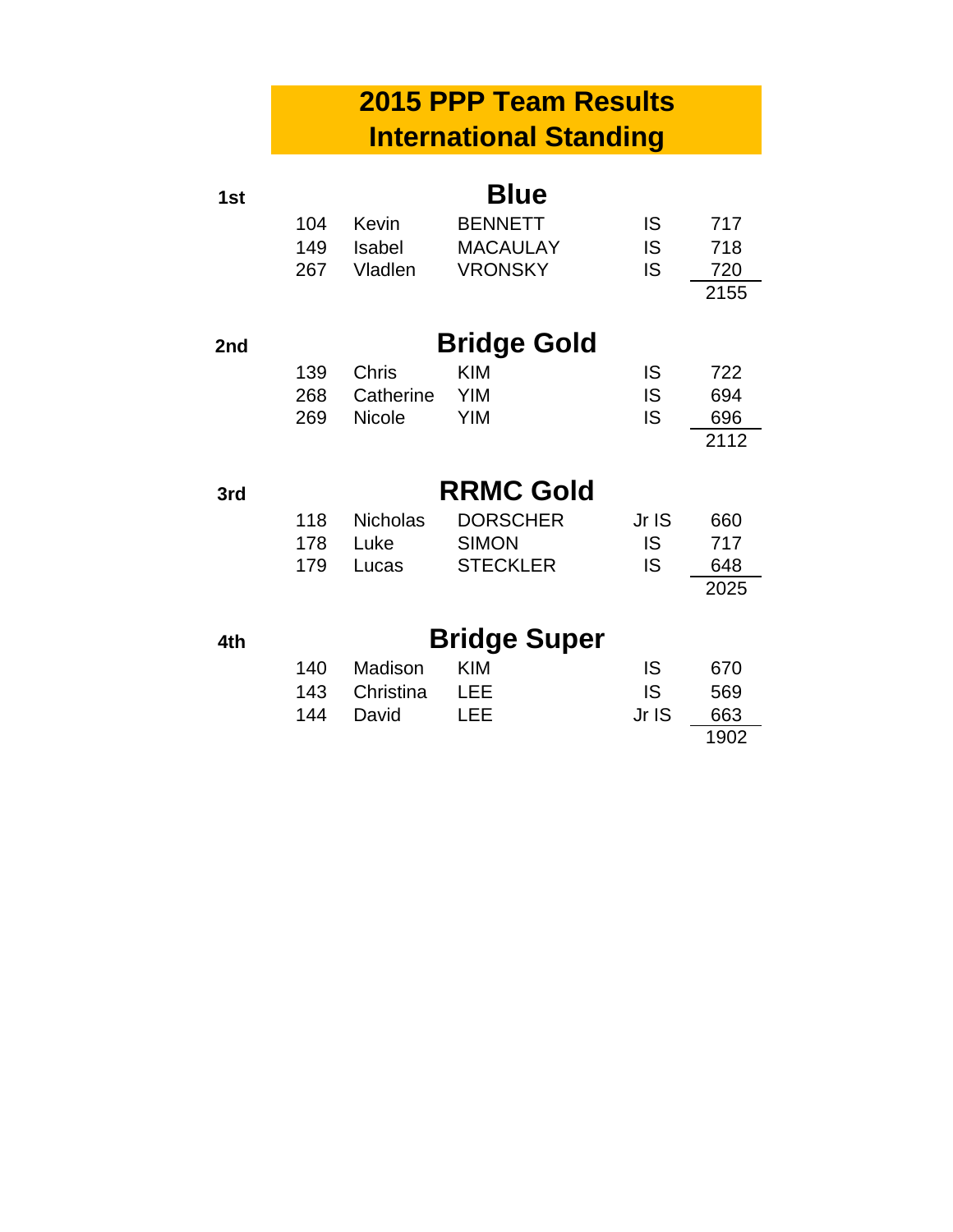# 2015 PPP Team Results
# International Standing

**1st** — **Blue**

| No. | First Name | Last Name | Division | Score |
|---|---|---|---|---|
| 104 | Kevin | BENNETT | IS | 717 |
| 149 | Isabel | MACAULAY | IS | 718 |
| 267 | Vladlen | VRONSKY | IS | 720 |
| | | | | 2155 |

**2nd** — **Bridge Gold**

| No. | First Name | Last Name | Division | Score |
|---|---|---|---|---|
| 139 | Chris | KIM | IS | 722 |
| 268 | Catherine | YIM | IS | 694 |
| 269 | Nicole | YIM | IS | 696 |
| | | | | 2112 |

**3rd** — **RRMC Gold**

| No. | First Name | Last Name | Division | Score |
|---|---|---|---|---|
| 118 | Nicholas | DORSCHER | Jr IS | 660 |
| 178 | Luke | SIMON | IS | 717 |
| 179 | Lucas | STECKLER | IS | 648 |
| | | | | 2025 |

**4th** — **Bridge Super**

| No. | First Name | Last Name | Division | Score |
|---|---|---|---|---|
| 140 | Madison | KIM | IS | 670 |
| 143 | Christina | LEE | IS | 569 |
| 144 | David | LEE | Jr IS | 663 |
| | | | | 1902 |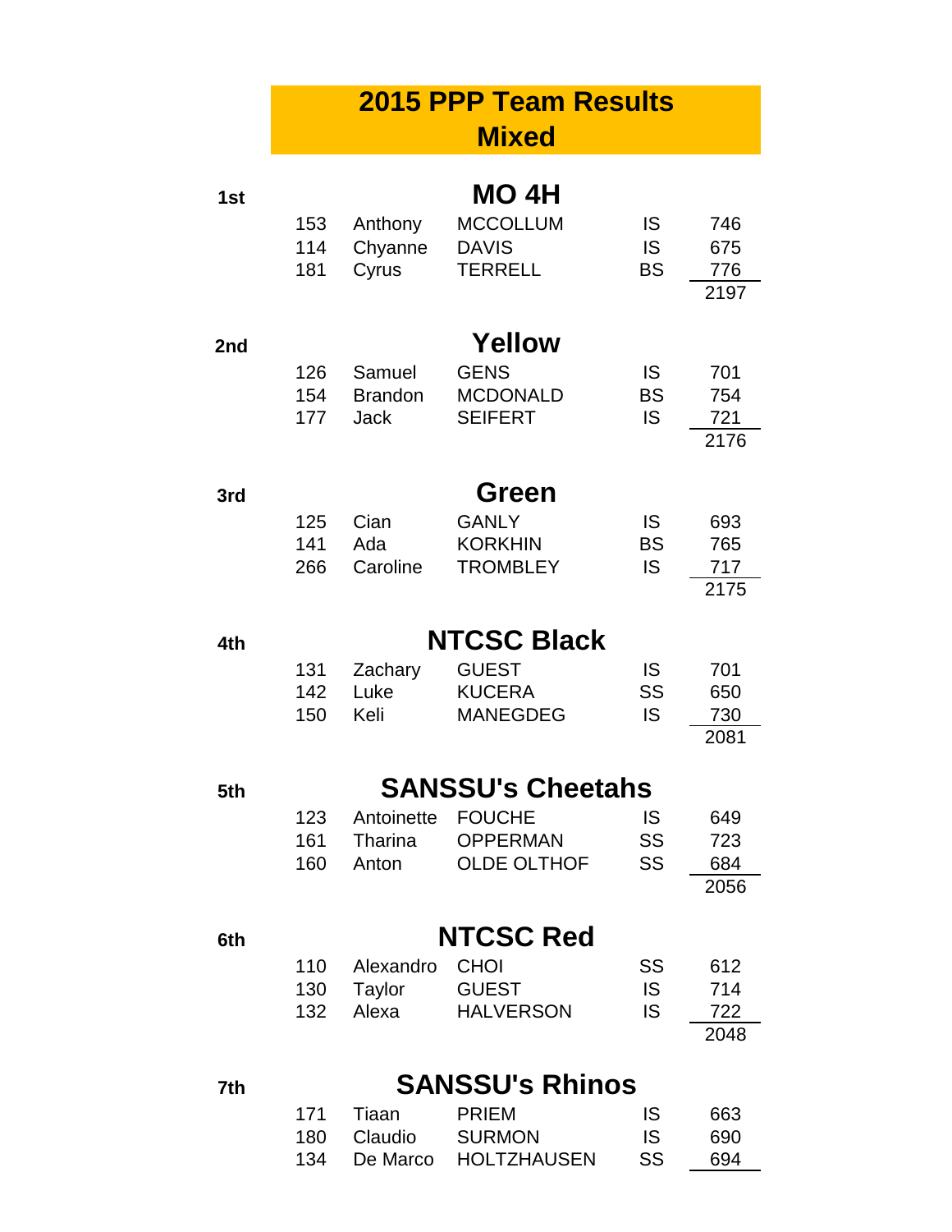# 2015 PPP Team Results
# Mixed

**1st** — **MO 4H**

| | | | | |
|---|---|---|---|---|
| 153 | Anthony | MCCOLLUM | IS | 746 |
| 114 | Chyanne | DAVIS | IS | 675 |
| 181 | Cyrus | TERRELL | BS | 776 |
| | | | | 2197 |

**2nd** — **Yellow**

| | | | | |
|---|---|---|---|---|
| 126 | Samuel | GENS | IS | 701 |
| 154 | Brandon | MCDONALD | BS | 754 |
| 177 | Jack | SEIFERT | IS | 721 |
| | | | | 2176 |

**3rd** — **Green**

| | | | | |
|---|---|---|---|---|
| 125 | Cian | GANLY | IS | 693 |
| 141 | Ada | KORKHIN | BS | 765 |
| 266 | Caroline | TROMBLEY | IS | 717 |
| | | | | 2175 |

**4th** — **NTCSC Black**

| | | | | |
|---|---|---|---|---|
| 131 | Zachary | GUEST | IS | 701 |
| 142 | Luke | KUCERA | SS | 650 |
| 150 | Keli | MANEGDEG | IS | 730 |
| | | | | 2081 |

**5th** — **SANSSU's Cheetahs**

| | | | | |
|---|---|---|---|---|
| 123 | Antoinette | FOUCHE | IS | 649 |
| 161 | Tharina | OPPERMAN | SS | 723 |
| 160 | Anton | OLDE OLTHOF | SS | 684 |
| | | | | 2056 |

**6th** — **NTCSC Red**

| | | | | |
|---|---|---|---|---|
| 110 | Alexandro | CHOI | SS | 612 |
| 130 | Taylor | GUEST | IS | 714 |
| 132 | Alexa | HALVERSON | IS | 722 |
| | | | | 2048 |

**7th** — **SANSSU's Rhinos**

| | | | | |
|---|---|---|---|---|
| 171 | Tiaan | PRIEM | IS | 663 |
| 180 | Claudio | SURMON | IS | 690 |
| 134 | De Marco | HOLTZHAUSEN | SS | 694 |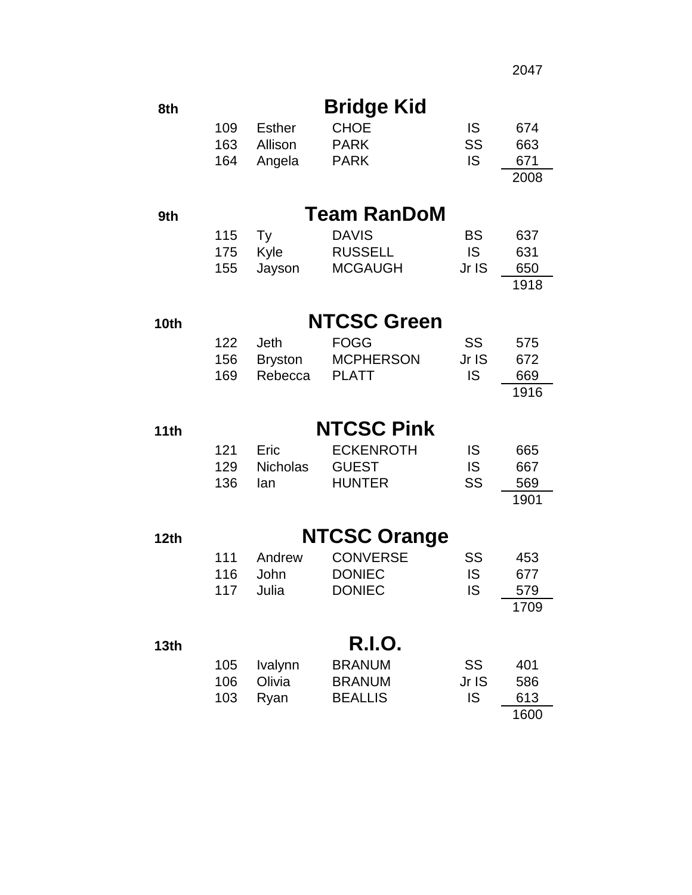2047

**8th**

## Bridge Kid

| | | | | |
|---|---|---|---|---|
| 109 | Esther | CHOE | IS | 674 |
| 163 | Allison | PARK | SS | 663 |
| 164 | Angela | PARK | IS | 671 |
| | | | | 2008 |

**9th**

## Team RanDoM

| | | | | |
|---|---|---|---|---|
| 115 | Ty | DAVIS | BS | 637 |
| 175 | Kyle | RUSSELL | IS | 631 |
| 155 | Jayson | MCGAUGH | Jr IS | 650 |
| | | | | 1918 |

**10th**

## NTCSC Green

| | | | | |
|---|---|---|---|---|
| 122 | Jeth | FOGG | SS | 575 |
| 156 | Bryston | MCPHERSON | Jr IS | 672 |
| 169 | Rebecca | PLATT | IS | 669 |
| | | | | 1916 |

**11th**

## NTCSC Pink

| | | | | |
|---|---|---|---|---|
| 121 | Eric | ECKENROTH | IS | 665 |
| 129 | Nicholas | GUEST | IS | 667 |
| 136 | Ian | HUNTER | SS | 569 |
| | | | | 1901 |

**12th**

## NTCSC Orange

| | | | | |
|---|---|---|---|---|
| 111 | Andrew | CONVERSE | SS | 453 |
| 116 | John | DONIEC | IS | 677 |
| 117 | Julia | DONIEC | IS | 579 |
| | | | | 1709 |

**13th**

## R.I.O.

| | | | | |
|---|---|---|---|---|
| 105 | Ivalynn | BRANUM | SS | 401 |
| 106 | Olivia | BRANUM | Jr IS | 586 |
| 103 | Ryan | BEALLIS | IS | 613 |
| | | | | 1600 |